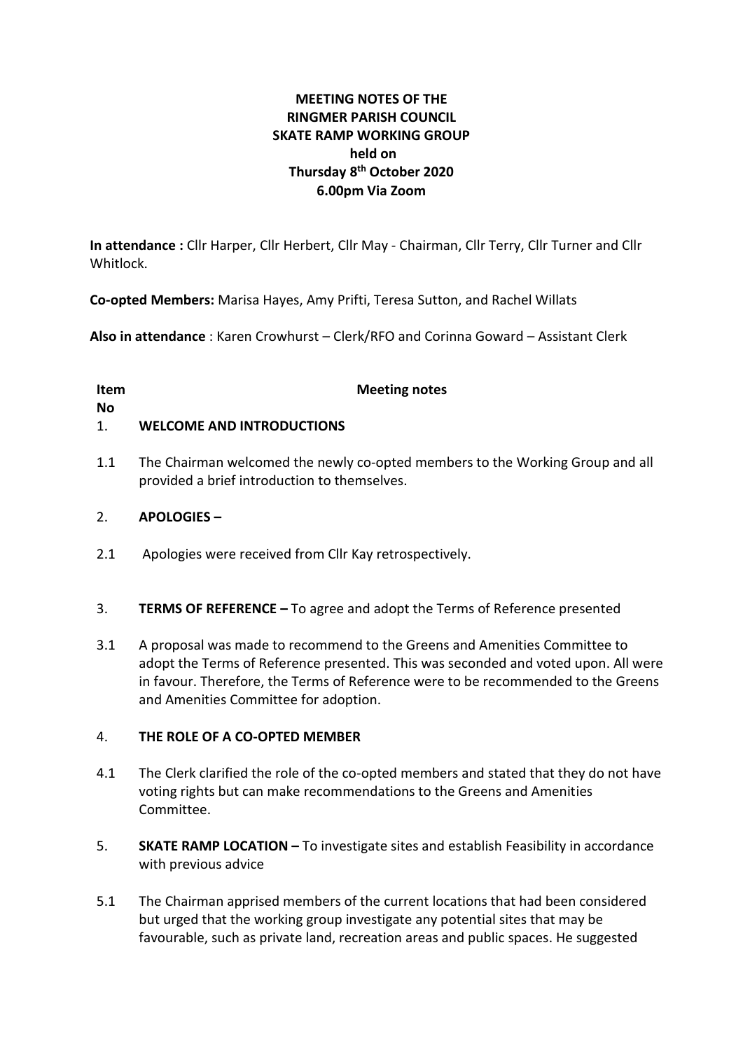**MEETING NOTES OF THE**
**RINGMER PARISH COUNCIL**
**SKATE RAMP WORKING GROUP**
**held on**
**Thursday 8th October 2020**
**6.00pm Via Zoom**

**In attendance :** Cllr Harper, Cllr Herbert, Cllr May - Chairman, Cllr Terry, Cllr Turner and Cllr Whitlock.

**Co-opted Members:** Marisa Hayes, Amy Prifti, Teresa Sutton, and Rachel Willats

**Also in attendance** : Karen Crowhurst – Clerk/RFO and Corinna Goward – Assistant Clerk

| Item No | Meeting notes |
|---|---|
| 1. | **WELCOME AND INTRODUCTIONS** |
| 1.1 | The Chairman welcomed the newly co-opted members to the Working Group and all provided a brief introduction to themselves. |
| 2. | **APOLOGIES –** |
| 2.1 | Apologies were received from Cllr Kay retrospectively. |
| 3. | **TERMS OF REFERENCE –** To agree and adopt the Terms of Reference presented |
| 3.1 | A proposal was made to recommend to the Greens and Amenities Committee to adopt the Terms of Reference presented. This was seconded and voted upon. All were in favour. Therefore, the Terms of Reference were to be recommended to the Greens and Amenities Committee for adoption. |
| 4. | **THE ROLE OF A CO-OPTED MEMBER** |
| 4.1 | The Clerk clarified the role of the co-opted members and stated that they do not have voting rights but can make recommendations to the Greens and Amenities Committee. |
| 5. | **SKATE RAMP LOCATION –** To investigate sites and establish Feasibility in accordance with previous advice |
| 5.1 | The Chairman apprised members of the current locations that had been considered but urged that the working group investigate any potential sites that may be favourable, such as private land, recreation areas and public spaces. He suggested |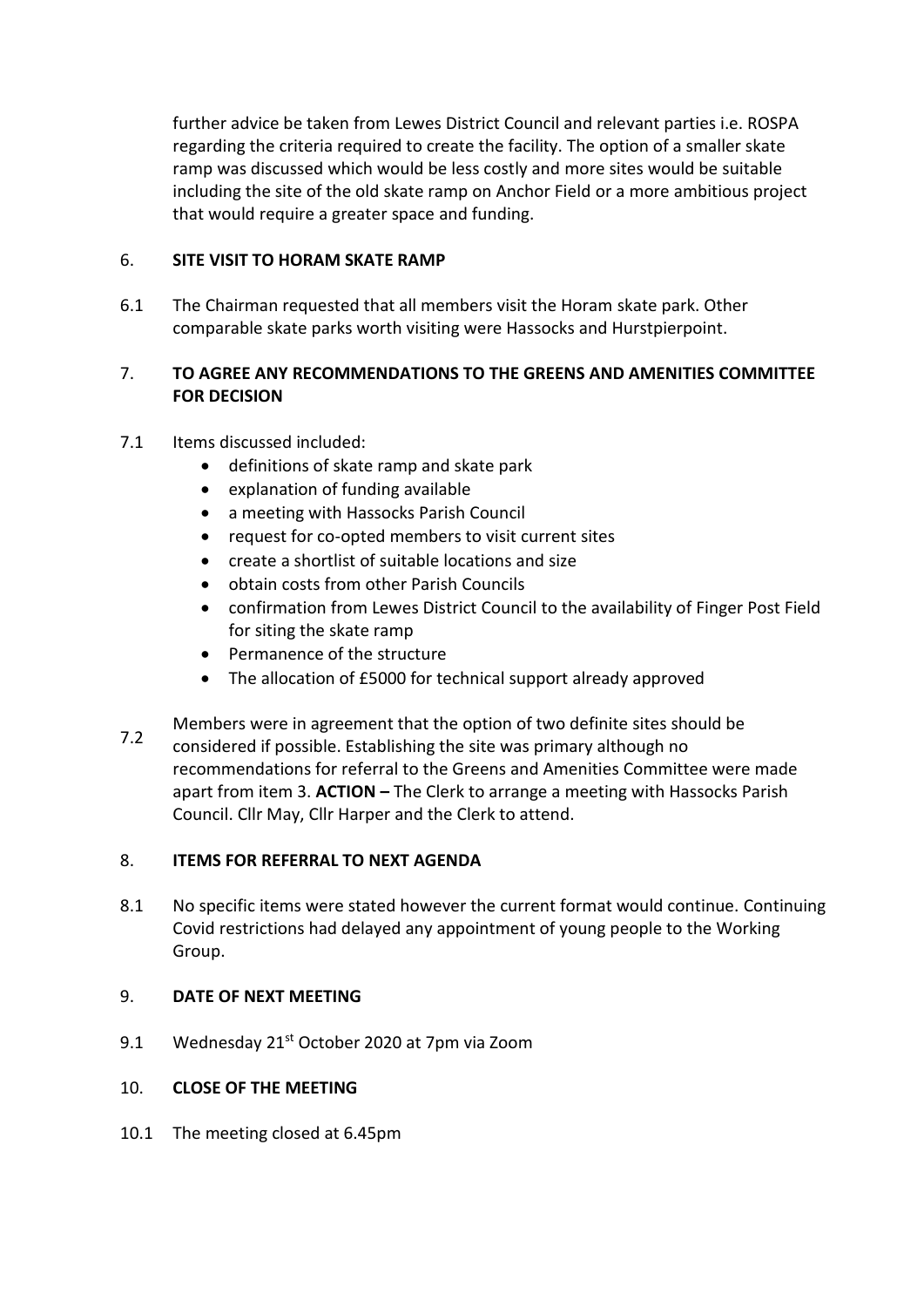further advice be taken from Lewes District Council and relevant parties i.e. ROSPA regarding the criteria required to create the facility. The option of a smaller skate ramp was discussed which would be less costly and more sites would be suitable including the site of the old skate ramp on Anchor Field or a more ambitious project that would require a greater space and funding.

6. **SITE VISIT TO HORAM SKATE RAMP**

6.1 The Chairman requested that all members visit the Horam skate park. Other comparable skate parks worth visiting were Hassocks and Hurstpierpoint.

7. **TO AGREE ANY RECOMMENDATIONS TO THE GREENS AND AMENITIES COMMITTEE FOR DECISION**

7.1 Items discussed included:

- definitions of skate ramp and skate park
- explanation of funding available
- a meeting with Hassocks Parish Council
- request for co-opted members to visit current sites
- create a shortlist of suitable locations and size
- obtain costs from other Parish Councils
- confirmation from Lewes District Council to the availability of Finger Post Field for siting the skate ramp
- Permanence of the structure
- The allocation of £5000 for technical support already approved

7.2 Members were in agreement that the option of two definite sites should be considered if possible. Establishing the site was primary although no recommendations for referral to the Greens and Amenities Committee were made apart from item 3. **ACTION –** The Clerk to arrange a meeting with Hassocks Parish Council. Cllr May, Cllr Harper and the Clerk to attend.

8. **ITEMS FOR REFERRAL TO NEXT AGENDA**

8.1 No specific items were stated however the current format would continue. Continuing Covid restrictions had delayed any appointment of young people to the Working Group.

9. **DATE OF NEXT MEETING**

9.1 Wednesday 21st October 2020 at 7pm via Zoom

10. **CLOSE OF THE MEETING**

10.1 The meeting closed at 6.45pm